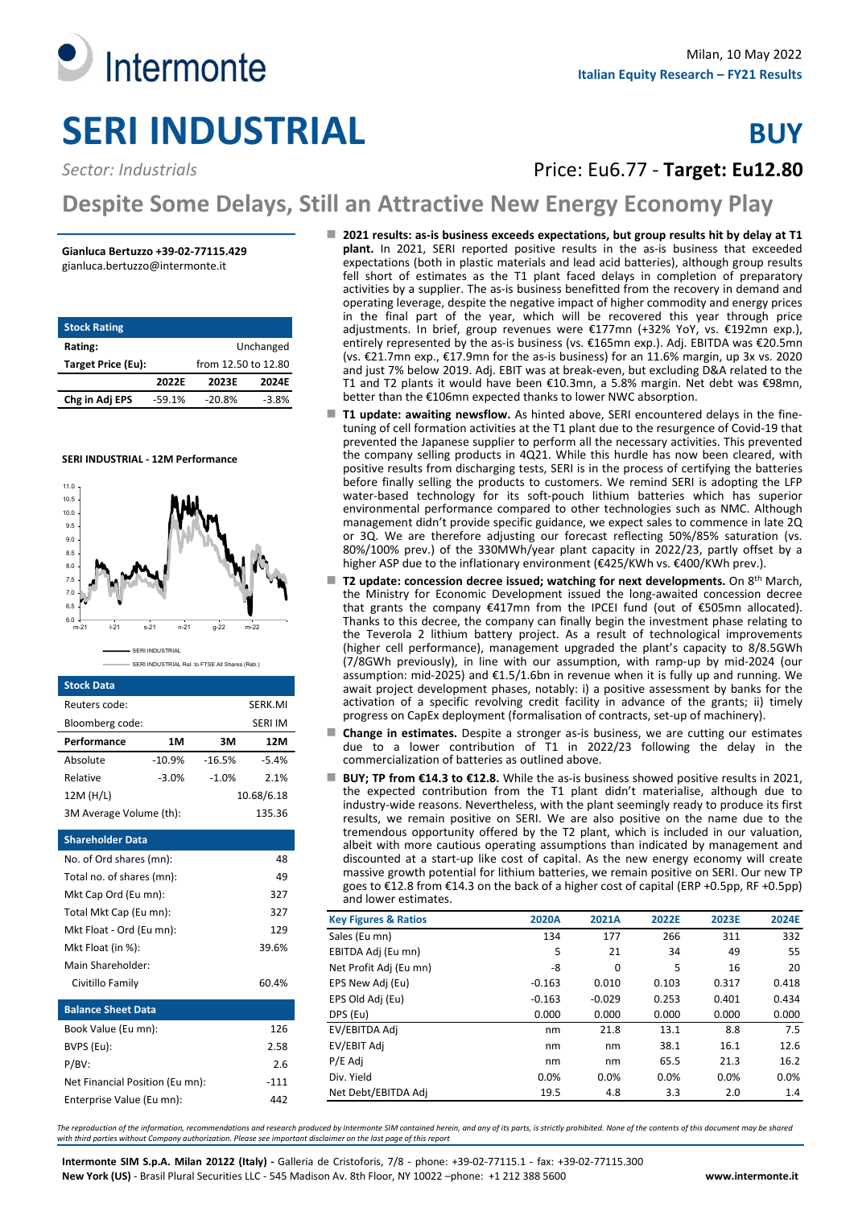Milan, 10 May 2022

**Italian Equity Research – FY21 Results**

# SERI INDUSTRIAL

**BUY**

*Sector: Industrials*

Price: Eu6.77 - **Target: Eu12.80**

## Despite Some Delays, Still an Attractive New Energy Economy Play

**Gianluca Bertuzzo +39-02-77115.429**
gianluca.bertuzzo@intermonte.it

| Stock Rating | | | |
|---|---|---|---|
| **Rating:** | | | Unchanged |
| **Target Price (Eu):** | | | from 12.50 to 12.80 |
| | **2022E** | **2023E** | **2024E** |
| **Chg in Adj EPS** | -59.1% | -20.8% | -3.8% |

**SERI INDUSTRIAL - 12M Performance**

SERI INDUSTRIAL
SERI INDUSTRIAL Rel. to FTSE All Shares (Reb.)

| Stock Data | | | |
|---|---|---|---|
| Reuters code: | | | SERK.MI |
| Bloomberg code: | | | SERI IM |
| **Performance** | **1M** | **3M** | **12M** |
| Absolute | -10.9% | -16.5% | -5.4% |
| Relative | -3.0% | -1.0% | 2.1% |
| 12M (H/L) | | | 10.68/6.18 |
| 3M Average Volume (th): | | | 135.36 |

| Shareholder Data | |
|---|---|
| No. of Ord shares (mn): | 48 |
| Total no. of shares (mn): | 49 |
| Mkt Cap Ord (Eu mn): | 327 |
| Total Mkt Cap (Eu mn): | 327 |
| Mkt Float - Ord (Eu mn): | 129 |
| Mkt Float (in %): | 39.6% |
| Main Shareholder: | |
| Civitillo Family | 60.4% |

| Balance Sheet Data | |
|---|---|
| Book Value (Eu mn): | 126 |
| BVPS (Eu): | 2.58 |
| P/BV: | 2.6 |
| Net Financial Position (Eu mn): | -111 |
| Enterprise Value (Eu mn): | 442 |

- **2021 results: as-is business exceeds expectations, but group results hit by delay at T1 plant.** In 2021, SERI reported positive results in the as-is business that exceeded expectations (both in plastic materials and lead acid batteries), although group results fell short of estimates as the T1 plant faced delays in completion of preparatory activities by a supplier. The as-is business benefitted from the recovery in demand and operating leverage, despite the negative impact of higher commodity and energy prices in the final part of the year, which will be recovered this year through price adjustments. In brief, group revenues were €177mn (+32% YoY, vs. €192mn exp.), entirely represented by the as-is business (vs. €165mn exp.). Adj. EBITDA was €20.5mn (vs. €21.7mn exp., €17.9mn for the as-is business) for an 11.6% margin, up 3x vs. 2020 and just 7% below 2019. Adj. EBIT was at break-even, but excluding D&A related to the T1 and T2 plants it would have been €10.3mn, a 5.8% margin. Net debt was €98mn, better than the €106mn expected thanks to lower NWC absorption.
- **T1 update: awaiting newsflow.** As hinted above, SERI encountered delays in the fine-tuning of cell formation activities at the T1 plant due to the resurgence of Covid-19 that prevented the Japanese supplier to perform all the necessary activities. This prevented the company selling products in 4Q21. While this hurdle has now been cleared, with positive results from discharging tests, SERI is in the process of certifying the batteries before finally selling the products to customers. We remind SERI is adopting the LFP water-based technology for its soft-pouch lithium batteries which has superior environmental performance compared to other technologies such as NMC. Although management didn't provide specific guidance, we expect sales to commence in late 2Q or 3Q. We are therefore adjusting our forecast reflecting 50%/85% saturation (vs. 80%/100% prev.) of the 330MWh/year plant capacity in 2022/23, partly offset by a higher ASP due to the inflationary environment (€425/KWh vs. €400/KWh prev.).
- **T2 update: concession decree issued; watching for next developments.** On 8th March, the Ministry for Economic Development issued the long-awaited concession decree that grants the company €417mn from the IPCEI fund (out of €505mn allocated). Thanks to this decree, the company can finally begin the investment phase relating to the Teverola 2 lithium battery project. As a result of technological improvements (higher cell performance), management upgraded the plant's capacity to 8/8.5GWh (7/8GWh previously), in line with our assumption, with ramp-up by mid-2024 (our assumption: mid-2025) and €1.5/1.6bn in revenue when it is fully up and running. We await project development phases, notably: i) a positive assessment by banks for the activation of a specific revolving credit facility in advance of the grants; ii) timely progress on CapEx deployment (formalisation of contracts, set-up of machinery).
- **Change in estimates.** Despite a stronger as-is business, we are cutting our estimates due to a lower contribution of T1 in 2022/23 following the delay in the commercialization of batteries as outlined above.
- **BUY; TP from €14.3 to €12.8.** While the as-is business showed positive results in 2021, the expected contribution from the T1 plant didn't materialise, although due to industry-wide reasons. Nevertheless, with the plant seemingly ready to produce its first results, we remain positive on SERI. We are also positive on the name due to the tremendous opportunity offered by the T2 plant, which is included in our valuation, albeit with more cautious operating assumptions than indicated by management and discounted at a start-up like cost of capital. As the new energy economy will create massive growth potential for lithium batteries, we remain positive on SERI. Our new TP goes to €12.8 from €14.3 on the back of a higher cost of capital (ERP +0.5pp, RF +0.5pp) and lower estimates.

| Key Figures & Ratios | 2020A | 2021A | 2022E | 2023E | 2024E |
|---|---|---|---|---|---|
| Sales (Eu mn) | 134 | 177 | 266 | 311 | 332 |
| EBITDA Adj (Eu mn) | 5 | 21 | 34 | 49 | 55 |
| Net Profit Adj (Eu mn) | -8 | 0 | 5 | 16 | 20 |
| EPS New Adj (Eu) | -0.163 | 0.010 | 0.103 | 0.317 | 0.418 |
| EPS Old Adj (Eu) | -0.163 | -0.029 | 0.253 | 0.401 | 0.434 |
| DPS (Eu) | 0.000 | 0.000 | 0.000 | 0.000 | 0.000 |
| EV/EBITDA Adj | nm | 21.8 | 13.1 | 8.8 | 7.5 |
| EV/EBIT Adj | nm | nm | 38.1 | 16.1 | 12.6 |
| P/E Adj | nm | nm | 65.5 | 21.3 | 16.2 |
| Div. Yield | 0.0% | 0.0% | 0.0% | 0.0% | 0.0% |
| Net Debt/EBITDA Adj | 19.5 | 4.8 | 3.3 | 2.0 | 1.4 |

*The reproduction of the information, recommendations and research produced by Intermonte SIM contained herein, and any of its parts, is strictly prohibited. None of the contents of this document may be shared with third parties without Company authorization. Please see important disclaimer on the last page of this report*

**Intermonte SIM S.p.A. Milan 20122 (Italy) -** Galleria de Cristoforis, 7/8 - phone: +39-02-77115.1 - fax: +39-02-77115.300
**New York (US)** - Brasil Plural Securities LLC - 545 Madison Av. 8th Floor, NY 10022 –phone: +1 212 388 5600 **www.intermonte.it**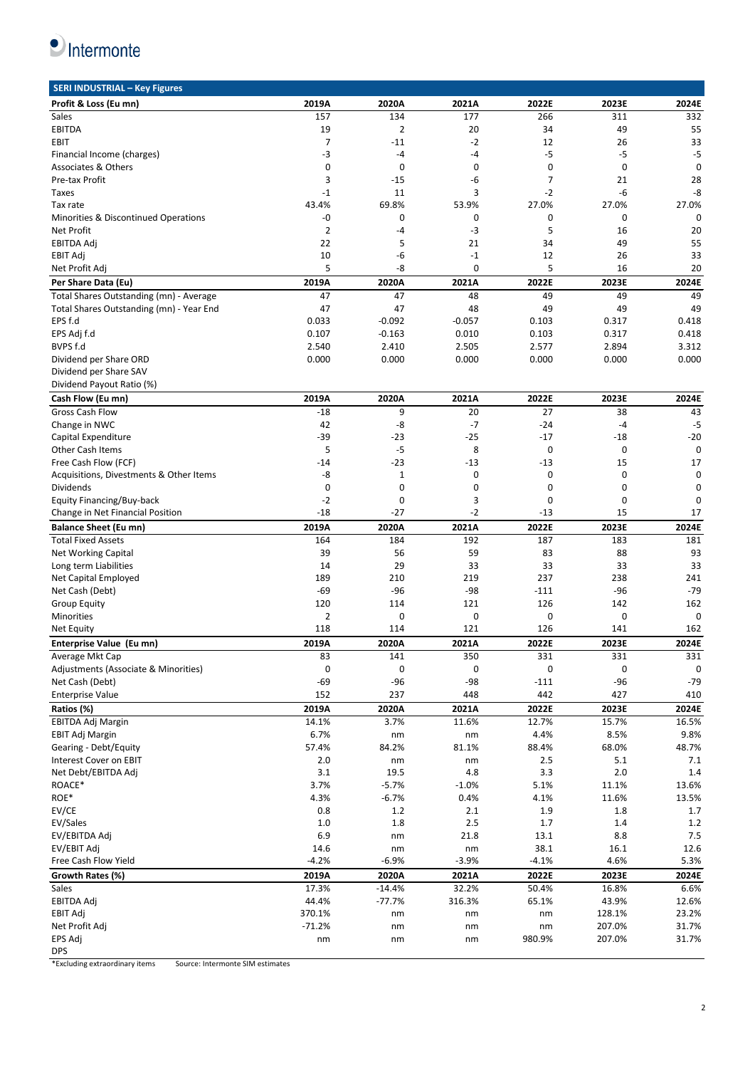## SERI INDUSTRIAL – Key Figures

| Profit & Loss (Eu mn) | 2019A | 2020A | 2021A | 2022E | 2023E | 2024E |
|---|---|---|---|---|---|---|
| Sales | 157 | 134 | 177 | 266 | 311 | 332 |
| EBITDA | 19 | 2 | 20 | 34 | 49 | 55 |
| EBIT | 7 | -11 | -2 | 12 | 26 | 33 |
| Financial Income (charges) | -3 | -4 | -4 | -5 | -5 | -5 |
| Associates & Others | 0 | 0 | 0 | 0 | 0 | 0 |
| Pre-tax Profit | 3 | -15 | -6 | 7 | 21 | 28 |
| Taxes | -1 | 11 | 3 | -2 | -6 | -8 |
| Tax rate | 43.4% | 69.8% | 53.9% | 27.0% | 27.0% | 27.0% |
| Minorities & Discontinued Operations | -0 | 0 | 0 | 0 | 0 | 0 |
| Net Profit | 2 | -4 | -3 | 5 | 16 | 20 |
| EBITDA Adj | 22 | 5 | 21 | 34 | 49 | 55 |
| EBIT Adj | 10 | -6 | -1 | 12 | 26 | 33 |
| Net Profit Adj | 5 | -8 | 0 | 5 | 16 | 20 |
| **Per Share Data (Eu)** | **2019A** | **2020A** | **2021A** | **2022E** | **2023E** | **2024E** |
| Total Shares Outstanding (mn) - Average | 47 | 47 | 48 | 49 | 49 | 49 |
| Total Shares Outstanding (mn) - Year End | 47 | 47 | 48 | 49 | 49 | 49 |
| EPS f.d | 0.033 | -0.092 | -0.057 | 0.103 | 0.317 | 0.418 |
| EPS Adj f.d | 0.107 | -0.163 | 0.010 | 0.103 | 0.317 | 0.418 |
| BVPS f.d | 2.540 | 2.410 | 2.505 | 2.577 | 2.894 | 3.312 |
| Dividend per Share ORD | 0.000 | 0.000 | 0.000 | 0.000 | 0.000 | 0.000 |
| Dividend per Share SAV | | | | | | |
| Dividend Payout Ratio (%) | | | | | | |
| **Cash Flow (Eu mn)** | **2019A** | **2020A** | **2021A** | **2022E** | **2023E** | **2024E** |
| Gross Cash Flow | -18 | 9 | 20 | 27 | 38 | 43 |
| Change in NWC | 42 | -8 | -7 | -24 | -4 | -5 |
| Capital Expenditure | -39 | -23 | -25 | -17 | -18 | -20 |
| Other Cash Items | 5 | -5 | 8 | 0 | 0 | 0 |
| Free Cash Flow (FCF) | -14 | -23 | -13 | -13 | 15 | 17 |
| Acquisitions, Divestments & Other Items | -8 | 1 | 0 | 0 | 0 | 0 |
| Dividends | 0 | 0 | 0 | 0 | 0 | 0 |
| Equity Financing/Buy-back | -2 | 0 | 3 | 0 | 0 | 0 |
| Change in Net Financial Position | -18 | -27 | -2 | -13 | 15 | 17 |
| **Balance Sheet (Eu mn)** | **2019A** | **2020A** | **2021A** | **2022E** | **2023E** | **2024E** |
| Total Fixed Assets | 164 | 184 | 192 | 187 | 183 | 181 |
| Net Working Capital | 39 | 56 | 59 | 83 | 88 | 93 |
| Long term Liabilities | 14 | 29 | 33 | 33 | 33 | 33 |
| Net Capital Employed | 189 | 210 | 219 | 237 | 238 | 241 |
| Net Cash (Debt) | -69 | -96 | -98 | -111 | -96 | -79 |
| Group Equity | 120 | 114 | 121 | 126 | 142 | 162 |
| Minorities | 2 | 0 | 0 | 0 | 0 | 0 |
| Net Equity | 118 | 114 | 121 | 126 | 141 | 162 |
| **Enterprise Value (Eu mn)** | **2019A** | **2020A** | **2021A** | **2022E** | **2023E** | **2024E** |
| Average Mkt Cap | 83 | 141 | 350 | 331 | 331 | 331 |
| Adjustments (Associate & Minorities) | 0 | 0 | 0 | 0 | 0 | 0 |
| Net Cash (Debt) | -69 | -96 | -98 | -111 | -96 | -79 |
| Enterprise Value | 152 | 237 | 448 | 442 | 427 | 410 |
| **Ratios (%)** | **2019A** | **2020A** | **2021A** | **2022E** | **2023E** | **2024E** |
| EBITDA Adj Margin | 14.1% | 3.7% | 11.6% | 12.7% | 15.7% | 16.5% |
| EBIT Adj Margin | 6.7% | nm | nm | 4.4% | 8.5% | 9.8% |
| Gearing - Debt/Equity | 57.4% | 84.2% | 81.1% | 88.4% | 68.0% | 48.7% |
| Interest Cover on EBIT | 2.0 | nm | nm | 2.5 | 5.1 | 7.1 |
| Net Debt/EBITDA Adj | 3.1 | 19.5 | 4.8 | 3.3 | 2.0 | 1.4 |
| ROACE* | 3.7% | -5.7% | -1.0% | 5.1% | 11.1% | 13.6% |
| ROE* | 4.3% | -6.7% | 0.4% | 4.1% | 11.6% | 13.5% |
| EV/CE | 0.8 | 1.2 | 2.1 | 1.9 | 1.8 | 1.7 |
| EV/Sales | 1.0 | 1.8 | 2.5 | 1.7 | 1.4 | 1.2 |
| EV/EBITDA Adj | 6.9 | nm | 21.8 | 13.1 | 8.8 | 7.5 |
| EV/EBIT Adj | 14.6 | nm | nm | 38.1 | 16.1 | 12.6 |
| Free Cash Flow Yield | -4.2% | -6.9% | -3.9% | -4.1% | 4.6% | 5.3% |
| **Growth Rates (%)** | **2019A** | **2020A** | **2021A** | **2022E** | **2023E** | **2024E** |
| Sales | 17.3% | -14.4% | 32.2% | 50.4% | 16.8% | 6.6% |
| EBITDA Adj | 44.4% | -77.7% | 316.3% | 65.1% | 43.9% | 12.6% |
| EBIT Adj | 370.1% | nm | nm | nm | 128.1% | 23.2% |
| Net Profit Adj | -71.2% | nm | nm | nm | 207.0% | 31.7% |
| EPS Adj | nm | nm | nm | 980.9% | 207.0% | 31.7% |
| DPS | | | | | | |

*Excluding extraordinary items   Source: Intermonte SIM estimates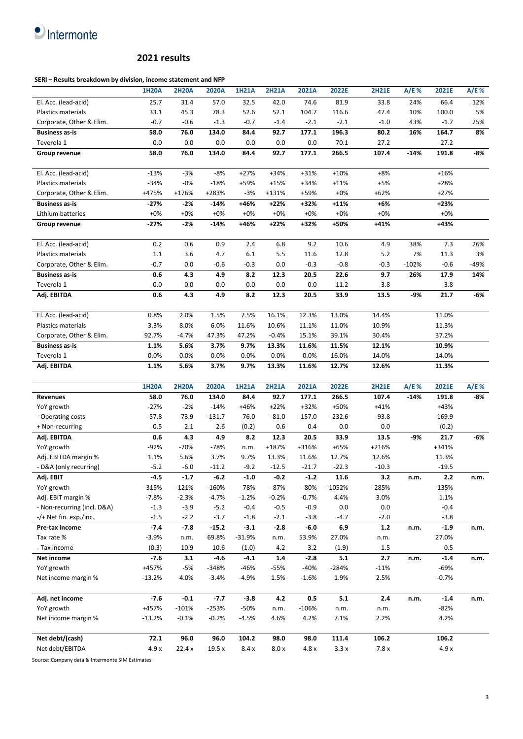## 2021 results

**SERI – Results breakdown by division, income statement and NFP**

| | 1H20A | 2H20A | 2020A | 1H21A | 2H21A | 2021A | 2022E | 2H21E | A/E % | 2021E | A/E % |
|---|---|---|---|---|---|---|---|---|---|---|---|
| El. Acc. (lead-acid) | 25.7 | 31.4 | 57.0 | 32.5 | 42.0 | 74.6 | 81.9 | 33.8 | 24% | 66.4 | 12% |
| Plastics materials | 33.1 | 45.3 | 78.3 | 52.6 | 52.1 | 104.7 | 116.6 | 47.4 | 10% | 100.0 | 5% |
| Corporate, Other & Elim. | -0.7 | -0.6 | -1.3 | -0.7 | -1.4 | -2.1 | -2.1 | -1.0 | 43% | -1.7 | 25% |
| **Business as-is** | **58.0** | **76.0** | **134.0** | **84.4** | **92.7** | **177.1** | **196.3** | **80.2** | **16%** | **164.7** | **8%** |
| Teverola 1 | 0.0 | 0.0 | 0.0 | 0.0 | 0.0 | 0.0 | 70.1 | 27.2 | | 27.2 | |
| **Group revenue** | **58.0** | **76.0** | **134.0** | **84.4** | **92.7** | **177.1** | **266.5** | **107.4** | **-14%** | **191.8** | **-8%** |
| | | | | | | | | | | | |
| El. Acc. (lead-acid) | -13% | -3% | -8% | +27% | +34% | +31% | +10% | +8% | | +16% | |
| Plastics materials | -34% | -0% | -18% | +59% | +15% | +34% | +11% | +5% | | +28% | |
| Corporate, Other & Elim. | +475% | +176% | +283% | -3% | +131% | +59% | +0% | +62% | | +27% | |
| **Business as-is** | **-27%** | **-2%** | **-14%** | **+46%** | **+22%** | **+32%** | **+11%** | **+6%** | | **+23%** | |
| Lithium batteries | +0% | +0% | +0% | +0% | +0% | +0% | +0% | +0% | | +0% | |
| **Group revenue** | **-27%** | **-2%** | **-14%** | **+46%** | **+22%** | **+32%** | **+50%** | **+41%** | | **+43%** | |
| | | | | | | | | | | | |
| El. Acc. (lead-acid) | 0.2 | 0.6 | 0.9 | 2.4 | 6.8 | 9.2 | 10.6 | 4.9 | 38% | 7.3 | 26% |
| Plastics materials | 1.1 | 3.6 | 4.7 | 6.1 | 5.5 | 11.6 | 12.8 | 5.2 | 7% | 11.3 | 3% |
| Corporate, Other & Elim. | -0.7 | 0.0 | -0.6 | -0.3 | 0.0 | -0.3 | -0.8 | -0.3 | -102% | -0.6 | -49% |
| **Business as-is** | **0.6** | **4.3** | **4.9** | **8.2** | **12.3** | **20.5** | **22.6** | **9.7** | **26%** | **17.9** | **14%** |
| Teverola 1 | 0.0 | 0.0 | 0.0 | 0.0 | 0.0 | 0.0 | 11.2 | 3.8 | | 3.8 | |
| **Adj. EBITDA** | **0.6** | **4.3** | **4.9** | **8.2** | **12.3** | **20.5** | **33.9** | **13.5** | **-9%** | **21.7** | **-6%** |
| | | | | | | | | | | | |
| El. Acc. (lead-acid) | 0.8% | 2.0% | 1.5% | 7.5% | 16.1% | 12.3% | 13.0% | 14.4% | | 11.0% | |
| Plastics materials | 3.3% | 8.0% | 6.0% | 11.6% | 10.6% | 11.1% | 11.0% | 10.9% | | 11.3% | |
| Corporate, Other & Elim. | 92.7% | -4.7% | 47.3% | 47.2% | -0.4% | 15.1% | 39.1% | 30.4% | | 37.2% | |
| **Business as-is** | **1.1%** | **5.6%** | **3.7%** | **9.7%** | **13.3%** | **11.6%** | **11.5%** | **12.1%** | | **10.9%** | |
| Teverola 1 | 0.0% | 0.0% | 0.0% | 0.0% | 0.0% | 0.0% | 16.0% | 14.0% | | 14.0% | |
| **Adj. EBITDA** | **1.1%** | **5.6%** | **3.7%** | **9.7%** | **13.3%** | **11.6%** | **12.7%** | **12.6%** | | **11.3%** | |

| | 1H20A | 2H20A | 2020A | 1H21A | 2H21A | 2021A | 2022E | 2H21E | A/E % | 2021E | A/E % |
|---|---|---|---|---|---|---|---|---|---|---|---|
| **Revenues** | **58.0** | **76.0** | **134.0** | **84.4** | **92.7** | **177.1** | **266.5** | **107.4** | **-14%** | **191.8** | **-8%** |
| YoY growth | -27% | -2% | -14% | +46% | +22% | +32% | +50% | +41% | | +43% | |
| - Operating costs | -57.8 | -73.9 | -131.7 | -76.0 | -81.0 | -157.0 | -232.6 | -93.8 | | -169.9 | |
| + Non-recurring | 0.5 | 2.1 | 2.6 | (0.2) | 0.6 | 0.4 | 0.0 | 0.0 | | (0.2) | |
| **Adj. EBITDA** | **0.6** | **4.3** | **4.9** | **8.2** | **12.3** | **20.5** | **33.9** | **13.5** | **-9%** | **21.7** | **-6%** |
| YoY growth | -92% | -70% | -78% | n.m. | +187% | +316% | +65% | +216% | | +341% | |
| Adj. EBITDA margin % | 1.1% | 5.6% | 3.7% | 9.7% | 13.3% | 11.6% | 12.7% | 12.6% | | 11.3% | |
| - D&A (only recurring) | -5.2 | -6.0 | -11.2 | -9.2 | -12.5 | -21.7 | -22.3 | -10.3 | | -19.5 | |
| **Adj. EBIT** | **-4.5** | **-1.7** | **-6.2** | **-1.0** | **-0.2** | **-1.2** | **11.6** | **3.2** | **n.m.** | **2.2** | **n.m.** |
| YoY growth | -315% | -121% | -160% | -78% | -87% | -80% | -1052% | -285% | | -135% | |
| Adj. EBIT margin % | -7.8% | -2.3% | -4.7% | -1.2% | -0.2% | -0.7% | 4.4% | 3.0% | | 1.1% | |
| - Non-recurring (incl. D&A) | -1.3 | -3.9 | -5.2 | -0.4 | -0.5 | -0.9 | 0.0 | 0.0 | | -0.4 | |
| -/+ Net fin. exp./inc. | -1.5 | -2.2 | -3.7 | -1.8 | -2.1 | -3.8 | -4.7 | -2.0 | | -3.8 | |
| **Pre-tax income** | **-7.4** | **-7.8** | **-15.2** | **-3.1** | **-2.8** | **-6.0** | **6.9** | **1.2** | **n.m.** | **-1.9** | **n.m.** |
| Tax rate % | -3.9% | n.m. | 69.8% | -31.9% | n.m. | 53.9% | 27.0% | n.m. | | 27.0% | |
| - Tax income | (0.3) | 10.9 | 10.6 | (1.0) | 4.2 | 3.2 | (1.9) | 1.5 | | 0.5 | |
| **Net income** | **-7.6** | **3.1** | **-4.6** | **-4.1** | **1.4** | **-2.8** | **5.1** | **2.7** | **n.m.** | **-1.4** | **n.m.** |
| YoY growth | +457% | -5% | -348% | -46% | -55% | -40% | -284% | -11% | | -69% | |
| Net income margin % | -13.2% | 4.0% | -3.4% | -4.9% | 1.5% | -1.6% | 1.9% | 2.5% | | -0.7% | |
| | | | | | | | | | | | |
| **Adj. net income** | **-7.6** | **-0.1** | **-7.7** | **-3.8** | **4.2** | **0.5** | **5.1** | **2.4** | **n.m.** | **-1.4** | **n.m.** |
| YoY growth | +457% | -101% | -253% | -50% | n.m. | -106% | n.m. | n.m. | | -82% | |
| Net income margin % | -13.2% | -0.1% | -0.2% | -4.5% | 4.6% | 4.2% | 7.1% | 2.2% | | 4.2% | |
| | | | | | | | | | | | |
| **Net debt/(cash)** | **72.1** | **96.0** | **96.0** | **104.2** | **98.0** | **98.0** | **111.4** | **106.2** | | **106.2** | |
| Net debt/EBITDA | 4.9 x | 22.4 x | 19.5 x | 8.4 x | 8.0 x | 4.8 x | 3.3 x | 7.8 x | | 4.9 x | |

Source: Company data & Intermonte SIM Estimates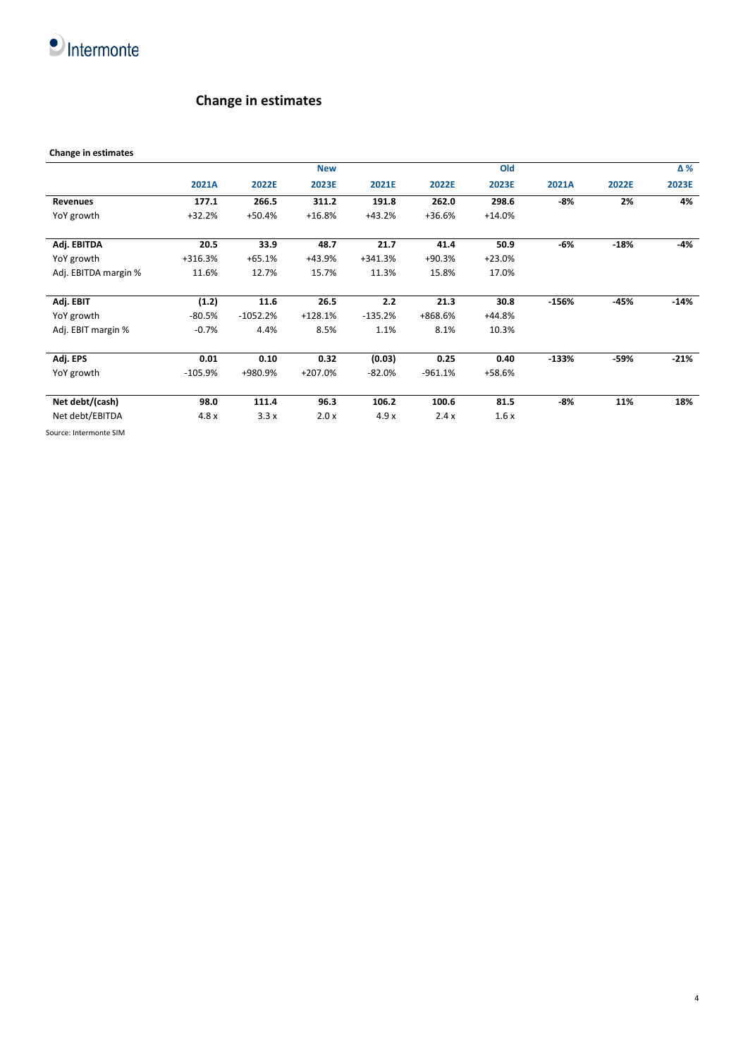## Change in estimates

**Change in estimates**

| | New | | | Old | | | Δ % | | |
|---|---|---|---|---|---|---|---|---|---|
| | 2021A | 2022E | 2023E | 2021E | 2022E | 2023E | 2021A | 2022E | 2023E |
| **Revenues** | **177.1** | **266.5** | **311.2** | **191.8** | **262.0** | **298.6** | **-8%** | **2%** | **4%** |
| YoY growth | +32.2% | +50.4% | +16.8% | +43.2% | +36.6% | +14.0% | | | |
| **Adj. EBITDA** | **20.5** | **33.9** | **48.7** | **21.7** | **41.4** | **50.9** | **-6%** | **-18%** | **-4%** |
| YoY growth | +316.3% | +65.1% | +43.9% | +341.3% | +90.3% | +23.0% | | | |
| Adj. EBITDA margin % | 11.6% | 12.7% | 15.7% | 11.3% | 15.8% | 17.0% | | | |
| **Adj. EBIT** | **(1.2)** | **11.6** | **26.5** | **2.2** | **21.3** | **30.8** | **-156%** | **-45%** | **-14%** |
| YoY growth | -80.5% | -1052.2% | +128.1% | -135.2% | +868.6% | +44.8% | | | |
| Adj. EBIT margin % | -0.7% | 4.4% | 8.5% | 1.1% | 8.1% | 10.3% | | | |
| **Adj. EPS** | **0.01** | **0.10** | **0.32** | **(0.03)** | **0.25** | **0.40** | **-133%** | **-59%** | **-21%** |
| YoY growth | -105.9% | +980.9% | +207.0% | -82.0% | -961.1% | +58.6% | | | |
| **Net debt/(cash)** | **98.0** | **111.4** | **96.3** | **106.2** | **100.6** | **81.5** | **-8%** | **11%** | **18%** |
| Net debt/EBITDA | 4.8 x | 3.3 x | 2.0 x | 4.9 x | 2.4 x | 1.6 x | | | |

Source: Intermonte SIM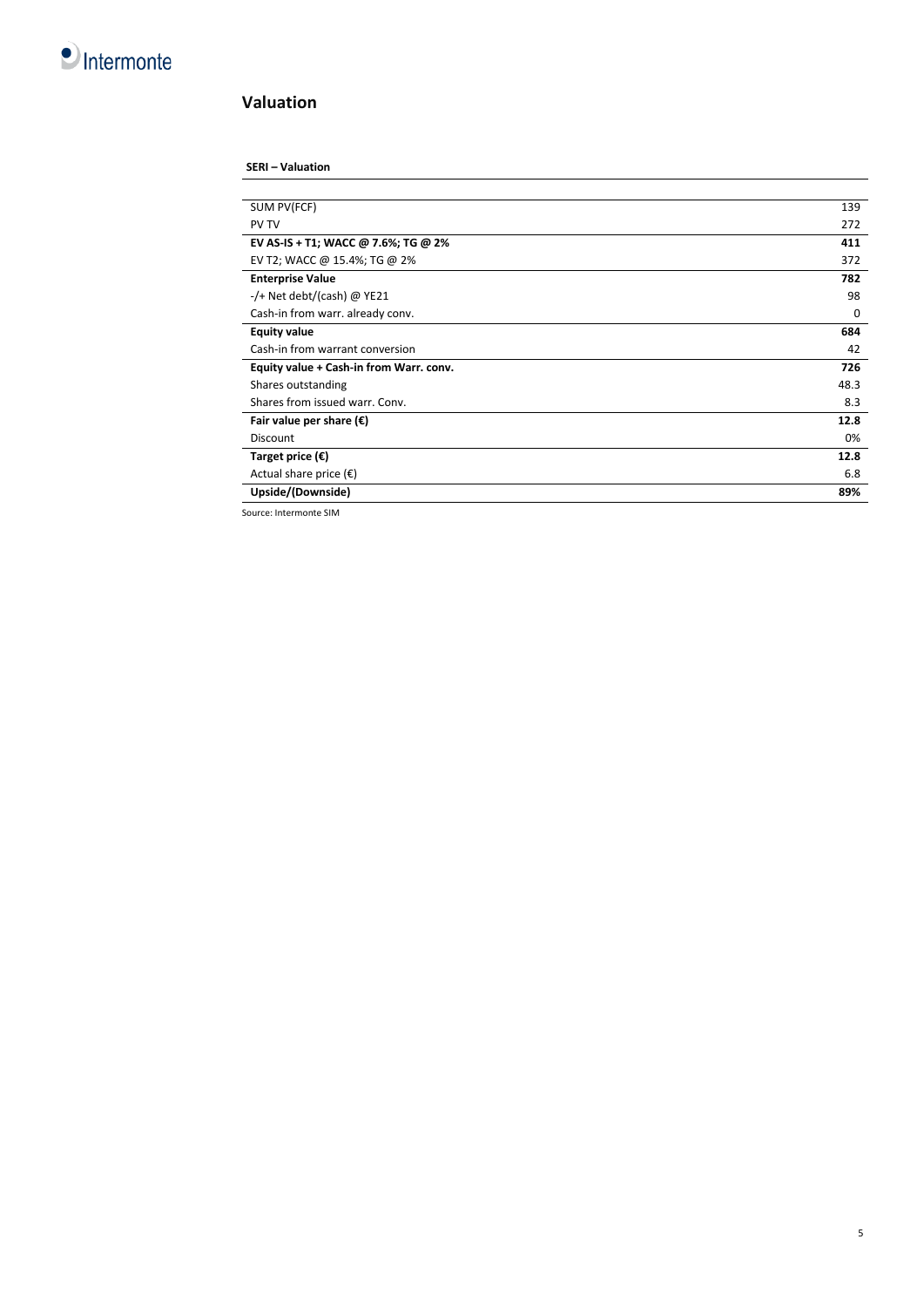## Valuation

**SERI – Valuation**

| | |
|---|---|
| SUM PV(FCF) | 139 |
| PV TV | 272 |
| **EV AS-IS + T1; WACC @ 7.6%; TG @ 2%** | **411** |
| EV T2; WACC @ 15.4%; TG @ 2% | 372 |
| **Enterprise Value** | **782** |
| -/+ Net debt/(cash) @ YE21 | 98 |
| Cash-in from warr. already conv. | 0 |
| **Equity value** | **684** |
| Cash-in from warrant conversion | 42 |
| **Equity value + Cash-in from Warr. conv.** | **726** |
| Shares outstanding | 48.3 |
| Shares from issued warr. Conv. | 8.3 |
| **Fair value per share (€)** | **12.8** |
| Discount | 0% |
| **Target price (€)** | **12.8** |
| Actual share price (€) | 6.8 |
| **Upside/(Downside)** | **89%** |

Source: Intermonte SIM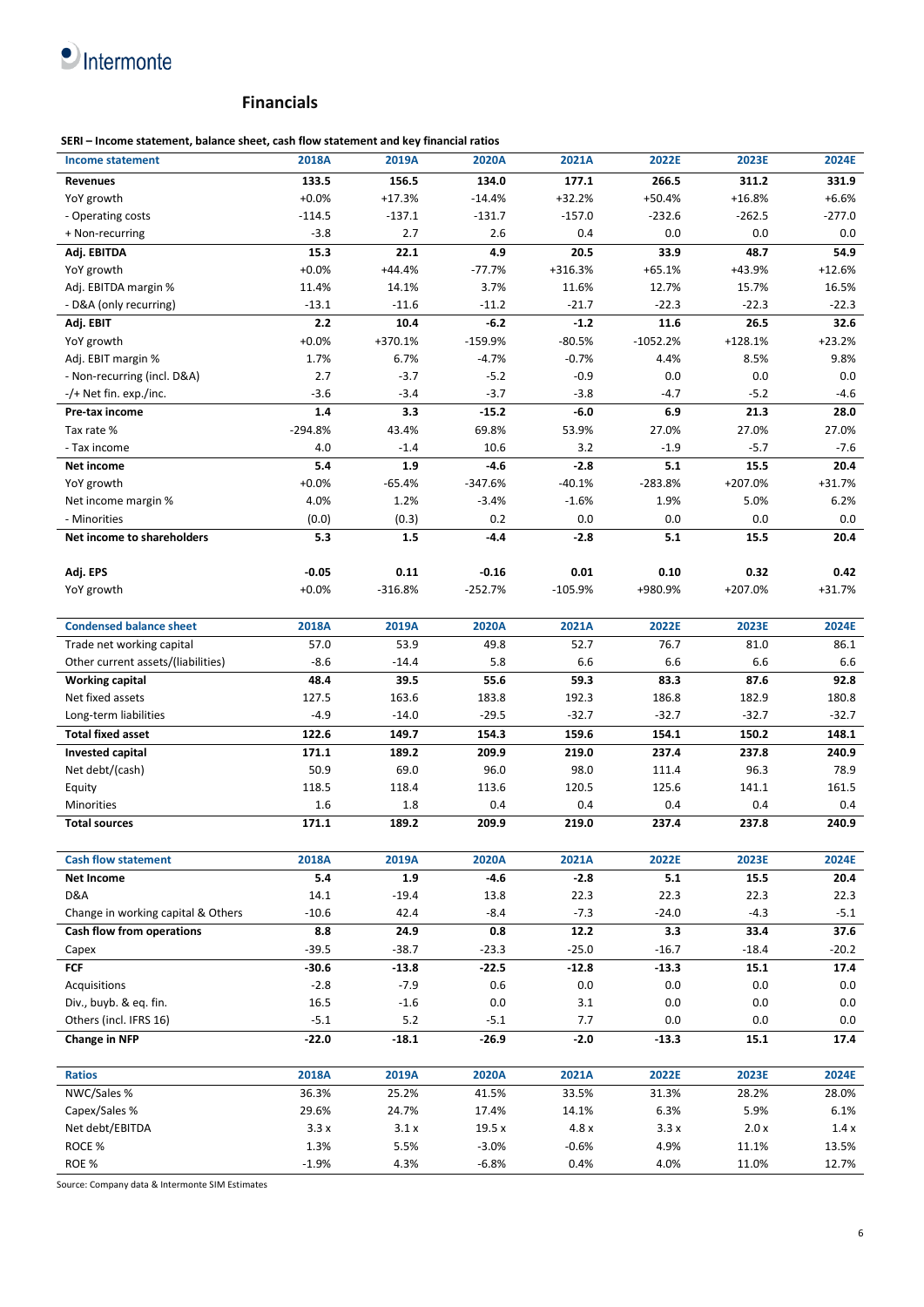## Financials

**SERI – Income statement, balance sheet, cash flow statement and key financial ratios**

| Income statement | 2018A | 2019A | 2020A | 2021A | 2022E | 2023E | 2024E |
|---|---|---|---|---|---|---|---|
| **Revenues** | **133.5** | **156.5** | **134.0** | **177.1** | **266.5** | **311.2** | **331.9** |
| YoY growth | +0.0% | +17.3% | -14.4% | +32.2% | +50.4% | +16.8% | +6.6% |
| - Operating costs | -114.5 | -137.1 | -131.7 | -157.0 | -232.6 | -262.5 | -277.0 |
| + Non-recurring | -3.8 | 2.7 | 2.6 | 0.4 | 0.0 | 0.0 | 0.0 |
| **Adj. EBITDA** | **15.3** | **22.1** | **4.9** | **20.5** | **33.9** | **48.7** | **54.9** |
| YoY growth | +0.0% | +44.4% | -77.7% | +316.3% | +65.1% | +43.9% | +12.6% |
| Adj. EBITDA margin % | 11.4% | 14.1% | 3.7% | 11.6% | 12.7% | 15.7% | 16.5% |
| - D&A (only recurring) | -13.1 | -11.6 | -11.2 | -21.7 | -22.3 | -22.3 | -22.3 |
| **Adj. EBIT** | **2.2** | **10.4** | **-6.2** | **-1.2** | **11.6** | **26.5** | **32.6** |
| YoY growth | +0.0% | +370.1% | -159.9% | -80.5% | -1052.2% | +128.1% | +23.2% |
| Adj. EBIT margin % | 1.7% | 6.7% | -4.7% | -0.7% | 4.4% | 8.5% | 9.8% |
| - Non-recurring (incl. D&A) | 2.7 | -3.7 | -5.2 | -0.9 | 0.0 | 0.0 | 0.0 |
| -/+ Net fin. exp./inc. | -3.6 | -3.4 | -3.7 | -3.8 | -4.7 | -5.2 | -4.6 |
| **Pre-tax income** | **1.4** | **3.3** | **-15.2** | **-6.0** | **6.9** | **21.3** | **28.0** |
| Tax rate % | -294.8% | 43.4% | 69.8% | 53.9% | 27.0% | 27.0% | 27.0% |
| - Tax income | 4.0 | -1.4 | 10.6 | 3.2 | -1.9 | -5.7 | -7.6 |
| **Net income** | **5.4** | **1.9** | **-4.6** | **-2.8** | **5.1** | **15.5** | **20.4** |
| YoY growth | +0.0% | -65.4% | -347.6% | -40.1% | -283.8% | +207.0% | +31.7% |
| Net income margin % | 4.0% | 1.2% | -3.4% | -1.6% | 1.9% | 5.0% | 6.2% |
| - Minorities | (0.0) | (0.3) | 0.2 | 0.0 | 0.0 | 0.0 | 0.0 |
| **Net income to shareholders** | **5.3** | **1.5** | **-4.4** | **-2.8** | **5.1** | **15.5** | **20.4** |
| | | | | | | | |
| **Adj. EPS** | **-0.05** | **0.11** | **-0.16** | **0.01** | **0.10** | **0.32** | **0.42** |
| YoY growth | +0.0% | -316.8% | -252.7% | -105.9% | +980.9% | +207.0% | +31.7% |

| Condensed balance sheet | 2018A | 2019A | 2020A | 2021A | 2022E | 2023E | 2024E |
|---|---|---|---|---|---|---|---|
| Trade net working capital | 57.0 | 53.9 | 49.8 | 52.7 | 76.7 | 81.0 | 86.1 |
| Other current assets/(liabilities) | -8.6 | -14.4 | 5.8 | 6.6 | 6.6 | 6.6 | 6.6 |
| **Working capital** | **48.4** | **39.5** | **55.6** | **59.3** | **83.3** | **87.6** | **92.8** |
| Net fixed assets | 127.5 | 163.6 | 183.8 | 192.3 | 186.8 | 182.9 | 180.8 |
| Long-term liabilities | -4.9 | -14.0 | -29.5 | -32.7 | -32.7 | -32.7 | -32.7 |
| **Total fixed asset** | **122.6** | **149.7** | **154.3** | **159.6** | **154.1** | **150.2** | **148.1** |
| **Invested capital** | **171.1** | **189.2** | **209.9** | **219.0** | **237.4** | **237.8** | **240.9** |
| Net debt/(cash) | 50.9 | 69.0 | 96.0 | 98.0 | 111.4 | 96.3 | 78.9 |
| Equity | 118.5 | 118.4 | 113.6 | 120.5 | 125.6 | 141.1 | 161.5 |
| Minorities | 1.6 | 1.8 | 0.4 | 0.4 | 0.4 | 0.4 | 0.4 |
| **Total sources** | **171.1** | **189.2** | **209.9** | **219.0** | **237.4** | **237.8** | **240.9** |

| Cash flow statement | 2018A | 2019A | 2020A | 2021A | 2022E | 2023E | 2024E |
|---|---|---|---|---|---|---|---|
| **Net Income** | **5.4** | **1.9** | **-4.6** | **-2.8** | **5.1** | **15.5** | **20.4** |
| D&A | 14.1 | -19.4 | 13.8 | 22.3 | 22.3 | 22.3 | 22.3 |
| Change in working capital & Others | -10.6 | 42.4 | -8.4 | -7.3 | -24.0 | -4.3 | -5.1 |
| **Cash flow from operations** | **8.8** | **24.9** | **0.8** | **12.2** | **3.3** | **33.4** | **37.6** |
| Capex | -39.5 | -38.7 | -23.3 | -25.0 | -16.7 | -18.4 | -20.2 |
| **FCF** | **-30.6** | **-13.8** | **-22.5** | **-12.8** | **-13.3** | **15.1** | **17.4** |
| Acquisitions | -2.8 | -7.9 | 0.6 | 0.0 | 0.0 | 0.0 | 0.0 |
| Div., buyb. & eq. fin. | 16.5 | -1.6 | 0.0 | 3.1 | 0.0 | 0.0 | 0.0 |
| Others (incl. IFRS 16) | -5.1 | 5.2 | -5.1 | 7.7 | 0.0 | 0.0 | 0.0 |
| **Change in NFP** | **-22.0** | **-18.1** | **-26.9** | **-2.0** | **-13.3** | **15.1** | **17.4** |

| Ratios | 2018A | 2019A | 2020A | 2021A | 2022E | 2023E | 2024E |
|---|---|---|---|---|---|---|---|
| NWC/Sales % | 36.3% | 25.2% | 41.5% | 33.5% | 31.3% | 28.2% | 28.0% |
| Capex/Sales % | 29.6% | 24.7% | 17.4% | 14.1% | 6.3% | 5.9% | 6.1% |
| Net debt/EBITDA | 3.3 x | 3.1 x | 19.5 x | 4.8 x | 3.3 x | 2.0 x | 1.4 x |
| ROCE % | 1.3% | 5.5% | -3.0% | -0.6% | 4.9% | 11.1% | 13.5% |
| ROE % | -1.9% | 4.3% | -6.8% | 0.4% | 4.0% | 11.0% | 12.7% |

Source: Company data & Intermonte SIM Estimates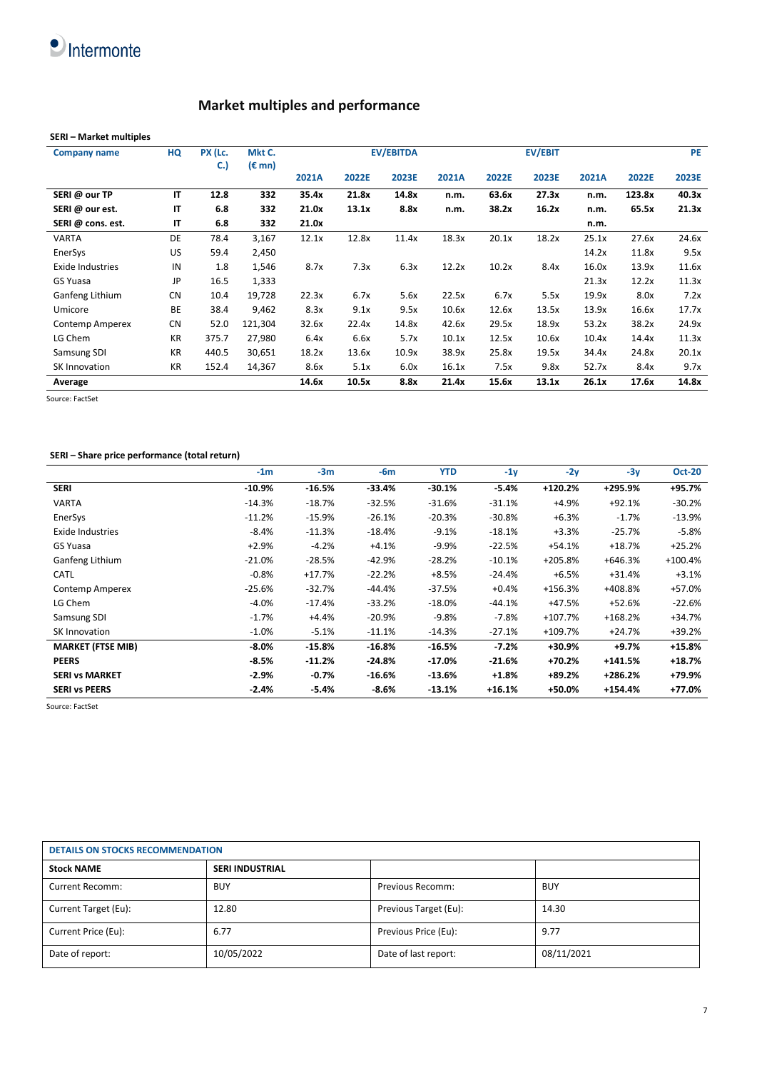## Market multiples and performance

**SERI – Market multiples**

| Company name | HQ | PX (Lc. C.) | Mkt C. (€ mn) | EV/EBITDA | | | EV/EBIT | | | PE | | |
|---|---|---|---|---|---|---|---|---|---|---|---|---|
| | | | | 2021A | 2022E | 2023E | 2021A | 2022E | 2023E | 2021A | 2022E | 2023E |
| **SERI @ our TP** | **IT** | **12.8** | **332** | **35.4x** | **21.8x** | **14.8x** | **n.m.** | **63.6x** | **27.3x** | **n.m.** | **123.8x** | **40.3x** |
| **SERI @ our est.** | **IT** | **6.8** | **332** | **21.0x** | **13.1x** | **8.8x** | **n.m.** | **38.2x** | **16.2x** | **n.m.** | **65.5x** | **21.3x** |
| **SERI @ cons. est.** | **IT** | **6.8** | **332** | **21.0x** | | | | | | **n.m.** | | |
| VARTA | DE | 78.4 | 3,167 | 12.1x | 12.8x | 11.4x | 18.3x | 20.1x | 18.2x | 25.1x | 27.6x | 24.6x |
| EnerSys | US | 59.4 | 2,450 | | | | | | | 14.2x | 11.8x | 9.5x |
| Exide Industries | IN | 1.8 | 1,546 | 8.7x | 7.3x | 6.3x | 12.2x | 10.2x | 8.4x | 16.0x | 13.9x | 11.6x |
| GS Yuasa | JP | 16.5 | 1,333 | | | | | | | 21.3x | 12.2x | 11.3x |
| Ganfeng Lithium | CN | 10.4 | 19,728 | 22.3x | 6.7x | 5.6x | 22.5x | 6.7x | 5.5x | 19.9x | 8.0x | 7.2x |
| Umicore | BE | 38.4 | 9,462 | 8.3x | 9.1x | 9.5x | 10.6x | 12.6x | 13.5x | 13.9x | 16.6x | 17.7x |
| Contemp Amperex | CN | 52.0 | 121,304 | 32.6x | 22.4x | 14.8x | 42.6x | 29.5x | 18.9x | 53.2x | 38.2x | 24.9x |
| LG Chem | KR | 375.7 | 27,980 | 6.4x | 6.6x | 5.7x | 10.1x | 12.5x | 10.6x | 10.4x | 14.4x | 11.3x |
| Samsung SDI | KR | 440.5 | 30,651 | 18.2x | 13.6x | 10.9x | 38.9x | 25.8x | 19.5x | 34.4x | 24.8x | 20.1x |
| SK Innovation | KR | 152.4 | 14,367 | 8.6x | 5.1x | 6.0x | 16.1x | 7.5x | 9.8x | 52.7x | 8.4x | 9.7x |
| **Average** | | | | **14.6x** | **10.5x** | **8.8x** | **21.4x** | **15.6x** | **13.1x** | **26.1x** | **17.6x** | **14.8x** |

Source: FactSet

**SERI – Share price performance (total return)**

| | -1m | -3m | -6m | YTD | -1y | -2y | -3y | Oct-20 |
|---|---|---|---|---|---|---|---|---|
| **SERI** | **-10.9%** | **-16.5%** | **-33.4%** | **-30.1%** | **-5.4%** | **+120.2%** | **+295.9%** | **+95.7%** |
| VARTA | -14.3% | -18.7% | -32.5% | -31.6% | -31.1% | +4.9% | +92.1% | -30.2% |
| EnerSys | -11.2% | -15.9% | -26.1% | -20.3% | -30.8% | +6.3% | -1.7% | -13.9% |
| Exide Industries | -8.4% | -11.3% | -18.4% | -9.1% | -18.1% | +3.3% | -25.7% | -5.8% |
| GS Yuasa | +2.9% | -4.2% | +4.1% | -9.9% | -22.5% | +54.1% | +18.7% | +25.2% |
| Ganfeng Lithium | -21.0% | -28.5% | -42.9% | -28.2% | -10.1% | +205.8% | +646.3% | +100.4% |
| CATL | -0.8% | +17.7% | -22.2% | +8.5% | -24.4% | +6.5% | +31.4% | +3.1% |
| Contemp Amperex | -25.6% | -32.7% | -44.4% | -37.5% | +0.4% | +156.3% | +408.8% | +57.0% |
| LG Chem | -4.0% | -17.4% | -33.2% | -18.0% | -44.1% | +47.5% | +52.6% | -22.6% |
| Samsung SDI | -1.7% | +4.4% | -20.9% | -9.8% | -7.8% | +107.7% | +168.2% | +34.7% |
| SK Innovation | -1.0% | -5.1% | -11.1% | -14.3% | -27.1% | +109.7% | +24.7% | +39.2% |
| **MARKET (FTSE MIB)** | **-8.0%** | **-15.8%** | **-16.8%** | **-16.5%** | **-7.2%** | **+30.9%** | **+9.7%** | **+15.8%** |
| **PEERS** | **-8.5%** | **-11.2%** | **-24.8%** | **-17.0%** | **-21.6%** | **+70.2%** | **+141.5%** | **+18.7%** |
| **SERI vs MARKET** | **-2.9%** | **-0.7%** | **-16.6%** | **-13.6%** | **+1.8%** | **+89.2%** | **+286.2%** | **+79.9%** |
| **SERI vs PEERS** | **-2.4%** | **-5.4%** | **-8.6%** | **-13.1%** | **+16.1%** | **+50.0%** | **+154.4%** | **+77.0%** |

Source: FactSet

| DETAILS ON STOCKS RECOMMENDATION | | | |
|---|---|---|---|
| **Stock NAME** | **SERI INDUSTRIAL** | | |
| Current Recomm: | BUY | Previous Recomm: | BUY |
| Current Target (Eu): | 12.80 | Previous Target (Eu): | 14.30 |
| Current Price (Eu): | 6.77 | Previous Price (Eu): | 9.77 |
| Date of report: | 10/05/2022 | Date of last report: | 08/11/2021 |